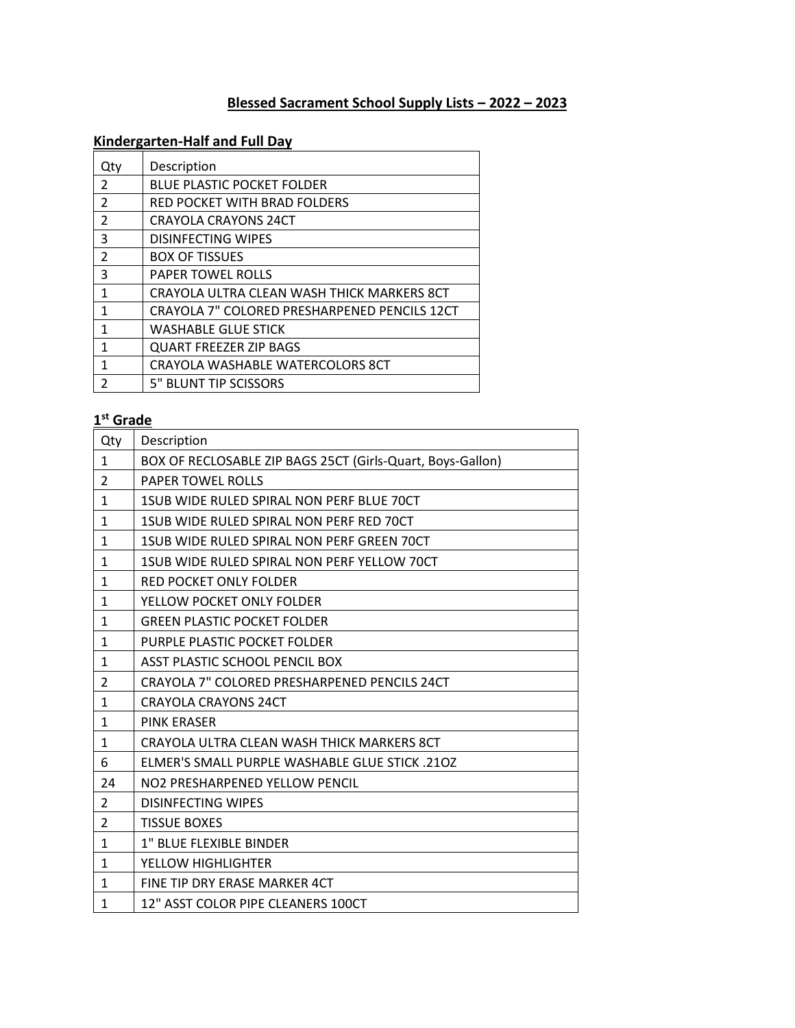# Blessed Sacrament School Supply Lists – 2022 – 2023

## Kindergarten-Half and Full Day

| Qty | Description |
|---|---|
| 2 | BLUE PLASTIC POCKET FOLDER |
| 2 | RED POCKET WITH BRAD FOLDERS |
| 2 | CRAYOLA CRAYONS 24CT |
| 3 | DISINFECTING WIPES |
| 2 | BOX OF TISSUES |
| 3 | PAPER TOWEL ROLLS |
| 1 | CRAYOLA ULTRA CLEAN WASH THICK MARKERS 8CT |
| 1 | CRAYOLA 7" COLORED PRESHARPENED PENCILS 12CT |
| 1 | WASHABLE GLUE STICK |
| 1 | QUART FREEZER ZIP BAGS |
| 1 | CRAYOLA WASHABLE WATERCOLORS 8CT |
| 2 | 5" BLUNT TIP SCISSORS |

## 1st Grade

| Qty | Description |
|---|---|
| 1 | BOX OF RECLOSABLE ZIP BAGS 25CT (Girls-Quart, Boys-Gallon) |
| 2 | PAPER TOWEL ROLLS |
| 1 | 1SUB WIDE RULED SPIRAL NON PERF BLUE 70CT |
| 1 | 1SUB WIDE RULED SPIRAL NON PERF RED 70CT |
| 1 | 1SUB WIDE RULED SPIRAL NON PERF GREEN 70CT |
| 1 | 1SUB WIDE RULED SPIRAL NON PERF YELLOW 70CT |
| 1 | RED POCKET ONLY FOLDER |
| 1 | YELLOW POCKET ONLY FOLDER |
| 1 | GREEN PLASTIC POCKET FOLDER |
| 1 | PURPLE PLASTIC POCKET FOLDER |
| 1 | ASST PLASTIC SCHOOL PENCIL BOX |
| 2 | CRAYOLA 7" COLORED PRESHARPENED PENCILS 24CT |
| 1 | CRAYOLA CRAYONS 24CT |
| 1 | PINK ERASER |
| 1 | CRAYOLA ULTRA CLEAN WASH THICK MARKERS 8CT |
| 6 | ELMER'S SMALL PURPLE WASHABLE GLUE STICK .21OZ |
| 24 | NO2 PRESHARPENED YELLOW PENCIL |
| 2 | DISINFECTING WIPES |
| 2 | TISSUE BOXES |
| 1 | 1" BLUE FLEXIBLE BINDER |
| 1 | YELLOW HIGHLIGHTER |
| 1 | FINE TIP DRY ERASE MARKER 4CT |
| 1 | 12" ASST COLOR PIPE CLEANERS 100CT |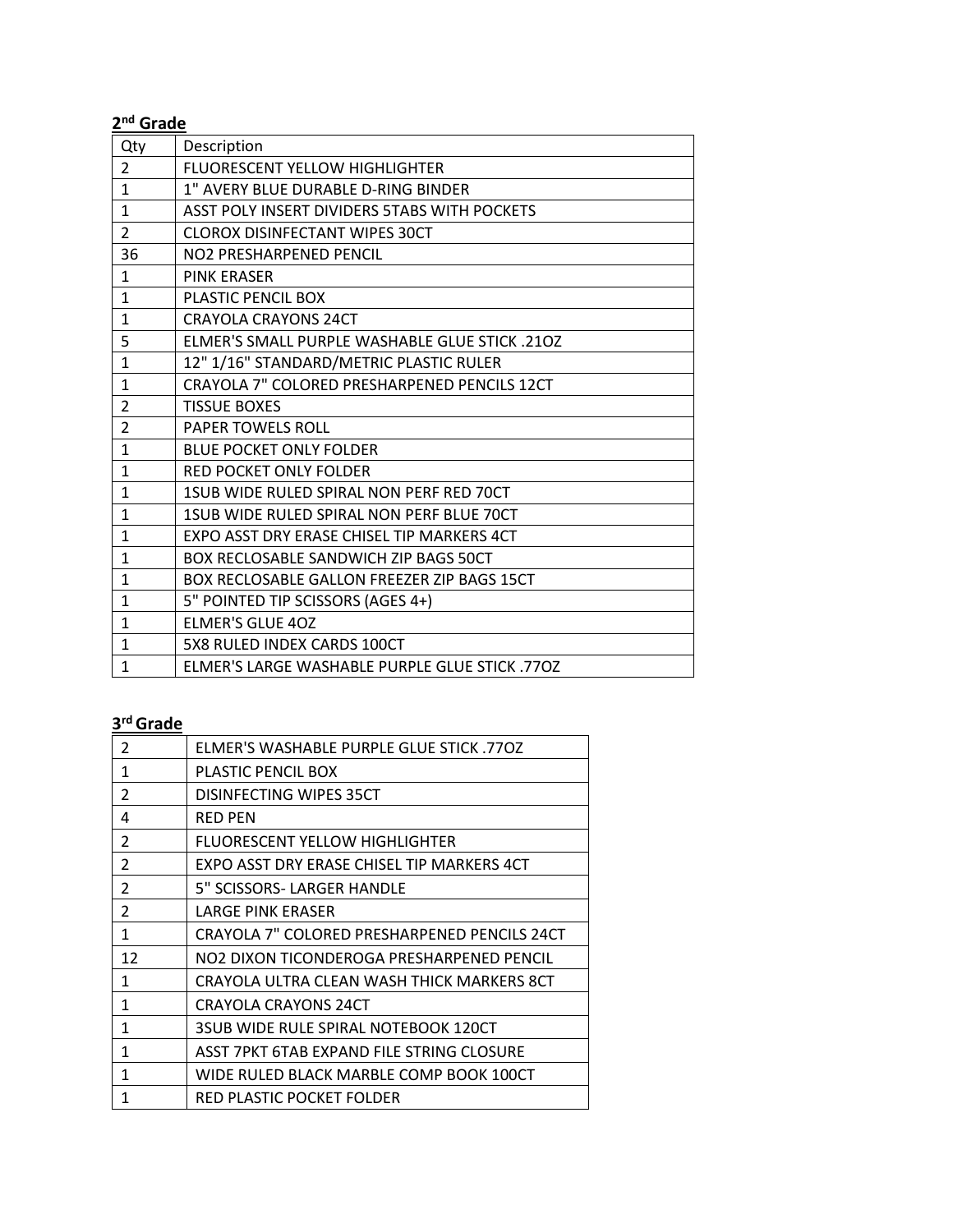**2nd Grade**

| Qty | Description |
|---|---|
| 2 | FLUORESCENT YELLOW HIGHLIGHTER |
| 1 | 1" AVERY BLUE DURABLE D-RING BINDER |
| 1 | ASST POLY INSERT DIVIDERS 5TABS WITH POCKETS |
| 2 | CLOROX DISINFECTANT WIPES 30CT |
| 36 | NO2 PRESHARPENED PENCIL |
| 1 | PINK ERASER |
| 1 | PLASTIC PENCIL BOX |
| 1 | CRAYOLA CRAYONS 24CT |
| 5 | ELMER'S SMALL PURPLE WASHABLE GLUE STICK .21OZ |
| 1 | 12" 1/16" STANDARD/METRIC PLASTIC RULER |
| 1 | CRAYOLA 7" COLORED PRESHARPENED PENCILS 12CT |
| 2 | TISSUE BOXES |
| 2 | PAPER TOWELS ROLL |
| 1 | BLUE POCKET ONLY FOLDER |
| 1 | RED POCKET ONLY FOLDER |
| 1 | 1SUB WIDE RULED SPIRAL NON PERF RED 70CT |
| 1 | 1SUB WIDE RULED SPIRAL NON PERF BLUE 70CT |
| 1 | EXPO ASST DRY ERASE CHISEL TIP MARKERS 4CT |
| 1 | BOX RECLOSABLE SANDWICH ZIP BAGS 50CT |
| 1 | BOX RECLOSABLE GALLON FREEZER ZIP BAGS 15CT |
| 1 | 5" POINTED TIP SCISSORS (AGES 4+) |
| 1 | ELMER'S GLUE 4OZ |
| 1 | 5X8 RULED INDEX CARDS 100CT |
| 1 | ELMER'S LARGE WASHABLE PURPLE GLUE STICK .77OZ |

**3rd Grade**

| Qty | Description |
|---|---|
| 2 | ELMER'S WASHABLE PURPLE GLUE STICK .77OZ |
| 1 | PLASTIC PENCIL BOX |
| 2 | DISINFECTING WIPES 35CT |
| 4 | RED PEN |
| 2 | FLUORESCENT YELLOW HIGHLIGHTER |
| 2 | EXPO ASST DRY ERASE CHISEL TIP MARKERS 4CT |
| 2 | 5" SCISSORS- LARGER HANDLE |
| 2 | LARGE PINK ERASER |
| 1 | CRAYOLA 7" COLORED PRESHARPENED PENCILS 24CT |
| 12 | NO2 DIXON TICONDEROGA PRESHARPENED PENCIL |
| 1 | CRAYOLA ULTRA CLEAN WASH THICK MARKERS 8CT |
| 1 | CRAYOLA CRAYONS 24CT |
| 1 | 3SUB WIDE RULE SPIRAL NOTEBOOK 120CT |
| 1 | ASST 7PKT 6TAB EXPAND FILE STRING CLOSURE |
| 1 | WIDE RULED BLACK MARBLE COMP BOOK 100CT |
| 1 | RED PLASTIC POCKET FOLDER |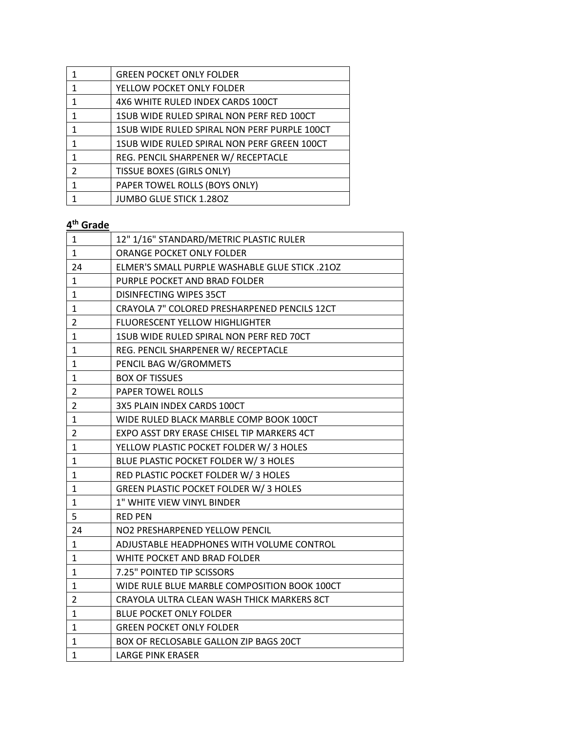| | |
|---|---|
| 1 | GREEN POCKET ONLY FOLDER |
| 1 | YELLOW POCKET ONLY FOLDER |
| 1 | 4X6 WHITE RULED INDEX CARDS 100CT |
| 1 | 1SUB WIDE RULED SPIRAL NON PERF RED 100CT |
| 1 | 1SUB WIDE RULED SPIRAL NON PERF PURPLE 100CT |
| 1 | 1SUB WIDE RULED SPIRAL NON PERF GREEN 100CT |
| 1 | REG. PENCIL SHARPENER W/ RECEPTACLE |
| 2 | TISSUE BOXES (GIRLS ONLY) |
| 1 | PAPER TOWEL ROLLS (BOYS ONLY) |
| 1 | JUMBO GLUE STICK 1.28OZ |

**4th Grade**

| | |
|---|---|
| 1 | 12" 1/16" STANDARD/METRIC PLASTIC RULER |
| 1 | ORANGE POCKET ONLY FOLDER |
| 24 | ELMER'S SMALL PURPLE WASHABLE GLUE STICK .21OZ |
| 1 | PURPLE POCKET AND BRAD FOLDER |
| 1 | DISINFECTING WIPES 35CT |
| 1 | CRAYOLA 7" COLORED PRESHARPENED PENCILS 12CT |
| 2 | FLUORESCENT YELLOW HIGHLIGHTER |
| 1 | 1SUB WIDE RULED SPIRAL NON PERF RED 70CT |
| 1 | REG. PENCIL SHARPENER W/ RECEPTACLE |
| 1 | PENCIL BAG W/GROMMETS |
| 1 | BOX OF TISSUES |
| 2 | PAPER TOWEL ROLLS |
| 2 | 3X5 PLAIN INDEX CARDS 100CT |
| 1 | WIDE RULED BLACK MARBLE COMP BOOK 100CT |
| 2 | EXPO ASST DRY ERASE CHISEL TIP MARKERS 4CT |
| 1 | YELLOW PLASTIC POCKET FOLDER W/ 3 HOLES |
| 1 | BLUE PLASTIC POCKET FOLDER W/ 3 HOLES |
| 1 | RED PLASTIC POCKET FOLDER W/ 3 HOLES |
| 1 | GREEN PLASTIC POCKET FOLDER W/ 3 HOLES |
| 1 | 1" WHITE VIEW VINYL BINDER |
| 5 | RED PEN |
| 24 | NO2 PRESHARPENED YELLOW PENCIL |
| 1 | ADJUSTABLE HEADPHONES WITH VOLUME CONTROL |
| 1 | WHITE POCKET AND BRAD FOLDER |
| 1 | 7.25" POINTED TIP SCISSORS |
| 1 | WIDE RULE BLUE MARBLE COMPOSITION BOOK 100CT |
| 2 | CRAYOLA ULTRA CLEAN WASH THICK MARKERS 8CT |
| 1 | BLUE POCKET ONLY FOLDER |
| 1 | GREEN POCKET ONLY FOLDER |
| 1 | BOX OF RECLOSABLE GALLON ZIP BAGS 20CT |
| 1 | LARGE PINK ERASER |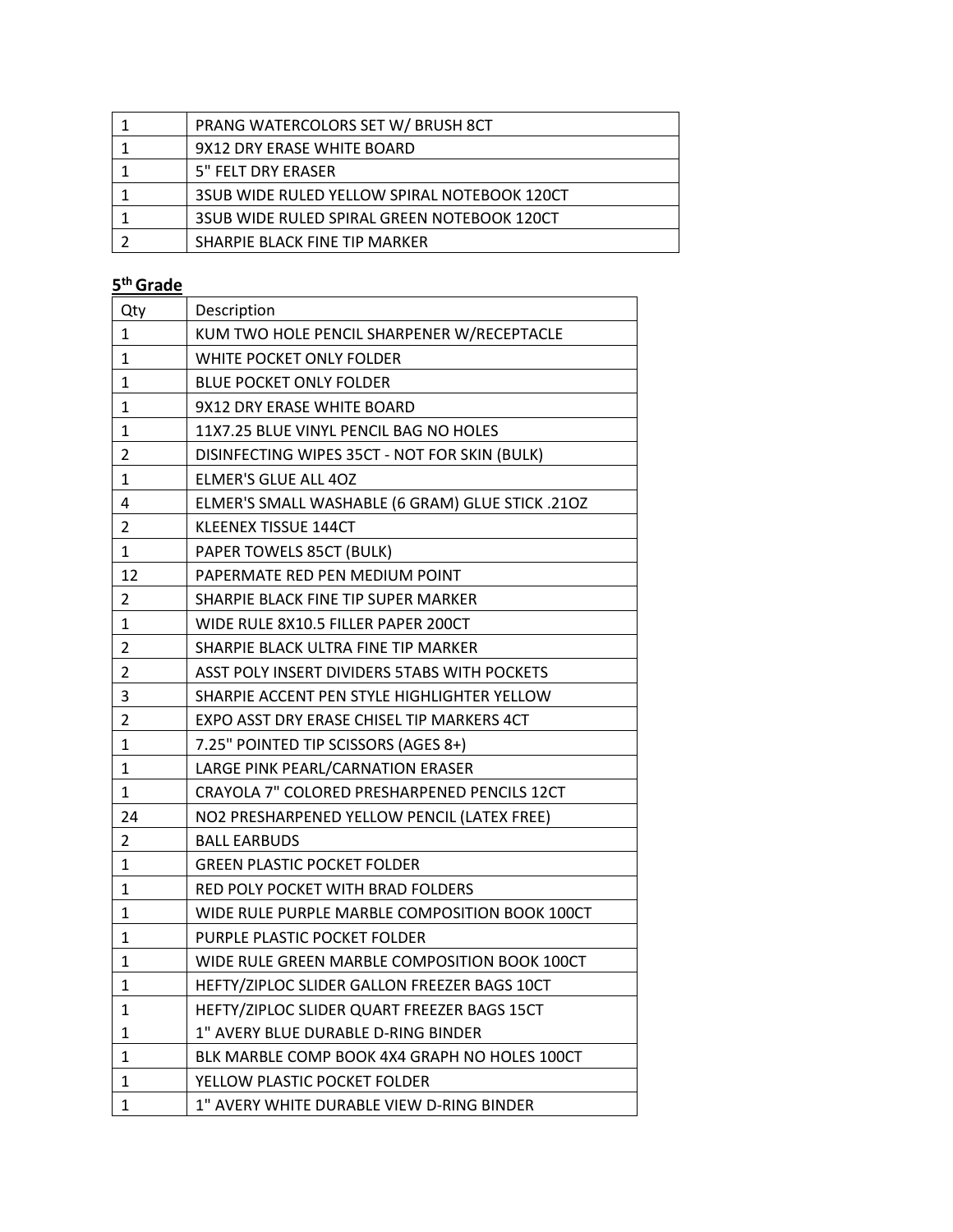| | |
|---|---|
| 1 | PRANG WATERCOLORS SET W/ BRUSH 8CT |
| 1 | 9X12 DRY ERASE WHITE BOARD |
| 1 | 5" FELT DRY ERASER |
| 1 | 3SUB WIDE RULED YELLOW SPIRAL NOTEBOOK 120CT |
| 1 | 3SUB WIDE RULED SPIRAL GREEN NOTEBOOK 120CT |
| 2 | SHARPIE BLACK FINE TIP MARKER |

## 5th Grade

| Qty | Description |
|---|---|
| 1 | KUM TWO HOLE PENCIL SHARPENER W/RECEPTACLE |
| 1 | WHITE POCKET ONLY FOLDER |
| 1 | BLUE POCKET ONLY FOLDER |
| 1 | 9X12 DRY ERASE WHITE BOARD |
| 1 | 11X7.25 BLUE VINYL PENCIL BAG NO HOLES |
| 2 | DISINFECTING WIPES 35CT - NOT FOR SKIN (BULK) |
| 1 | ELMER'S GLUE ALL 4OZ |
| 4 | ELMER'S SMALL WASHABLE (6 GRAM) GLUE STICK .21OZ |
| 2 | KLEENEX TISSUE 144CT |
| 1 | PAPER TOWELS 85CT (BULK) |
| 12 | PAPERMATE RED PEN MEDIUM POINT |
| 2 | SHARPIE BLACK FINE TIP SUPER MARKER |
| 1 | WIDE RULE 8X10.5 FILLER PAPER 200CT |
| 2 | SHARPIE BLACK ULTRA FINE TIP MARKER |
| 2 | ASST POLY INSERT DIVIDERS 5TABS WITH POCKETS |
| 3 | SHARPIE ACCENT PEN STYLE HIGHLIGHTER YELLOW |
| 2 | EXPO ASST DRY ERASE CHISEL TIP MARKERS 4CT |
| 1 | 7.25" POINTED TIP SCISSORS (AGES 8+) |
| 1 | LARGE PINK PEARL/CARNATION ERASER |
| 1 | CRAYOLA 7" COLORED PRESHARPENED PENCILS 12CT |
| 24 | NO2 PRESHARPENED YELLOW PENCIL (LATEX FREE) |
| 2 | BALL EARBUDS |
| 1 | GREEN PLASTIC POCKET FOLDER |
| 1 | RED POLY POCKET WITH BRAD FOLDERS |
| 1 | WIDE RULE PURPLE MARBLE COMPOSITION BOOK 100CT |
| 1 | PURPLE PLASTIC POCKET FOLDER |
| 1 | WIDE RULE GREEN MARBLE COMPOSITION BOOK 100CT |
| 1 | HEFTY/ZIPLOC SLIDER GALLON FREEZER BAGS 10CT |
| 1 | HEFTY/ZIPLOC SLIDER QUART FREEZER BAGS 15CT |
| 1 | 1" AVERY BLUE DURABLE D-RING BINDER |
| 1 | BLK MARBLE COMP BOOK 4X4 GRAPH NO HOLES 100CT |
| 1 | YELLOW PLASTIC POCKET FOLDER |
| 1 | 1" AVERY WHITE DURABLE VIEW D-RING BINDER |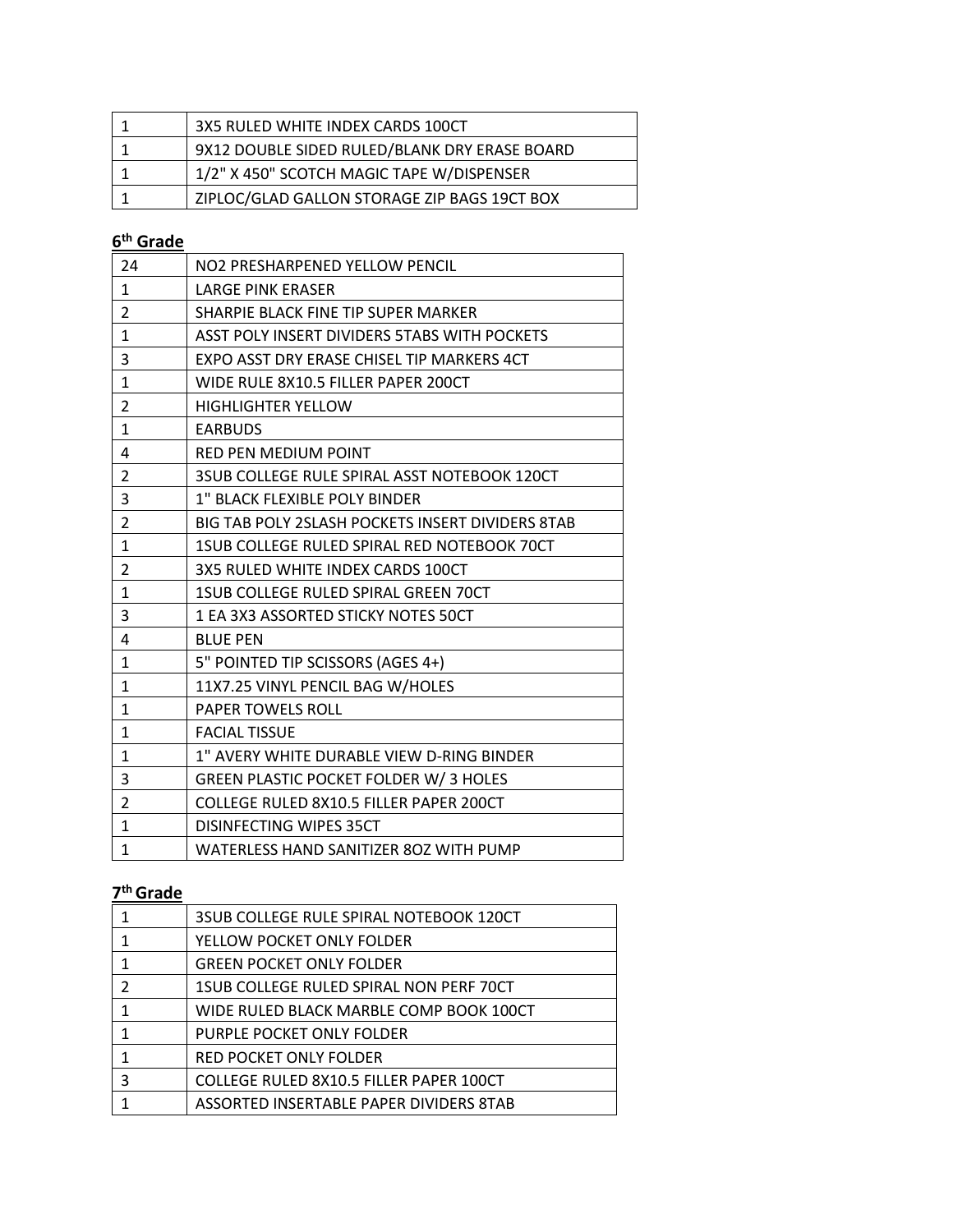| | |
|---|---|
| 1 | 3X5 RULED WHITE INDEX CARDS 100CT |
| 1 | 9X12 DOUBLE SIDED RULED/BLANK DRY ERASE BOARD |
| 1 | 1/2" X 450" SCOTCH MAGIC TAPE W/DISPENSER |
| 1 | ZIPLOC/GLAD GALLON STORAGE ZIP BAGS 19CT BOX |

**6th Grade**

| | |
|---|---|
| 24 | NO2 PRESHARPENED YELLOW PENCIL |
| 1 | LARGE PINK ERASER |
| 2 | SHARPIE BLACK FINE TIP SUPER MARKER |
| 1 | ASST POLY INSERT DIVIDERS 5TABS WITH POCKETS |
| 3 | EXPO ASST DRY ERASE CHISEL TIP MARKERS 4CT |
| 1 | WIDE RULE 8X10.5 FILLER PAPER 200CT |
| 2 | HIGHLIGHTER YELLOW |
| 1 | EARBUDS |
| 4 | RED PEN MEDIUM POINT |
| 2 | 3SUB COLLEGE RULE SPIRAL ASST NOTEBOOK 120CT |
| 3 | 1" BLACK FLEXIBLE POLY BINDER |
| 2 | BIG TAB POLY 2SLASH POCKETS INSERT DIVIDERS 8TAB |
| 1 | 1SUB COLLEGE RULED SPIRAL RED NOTEBOOK 70CT |
| 2 | 3X5 RULED WHITE INDEX CARDS 100CT |
| 1 | 1SUB COLLEGE RULED SPIRAL GREEN 70CT |
| 3 | 1 EA 3X3 ASSORTED STICKY NOTES 50CT |
| 4 | BLUE PEN |
| 1 | 5" POINTED TIP SCISSORS (AGES 4+) |
| 1 | 11X7.25 VINYL PENCIL BAG W/HOLES |
| 1 | PAPER TOWELS ROLL |
| 1 | FACIAL TISSUE |
| 1 | 1" AVERY WHITE DURABLE VIEW D-RING BINDER |
| 3 | GREEN PLASTIC POCKET FOLDER W/ 3 HOLES |
| 2 | COLLEGE RULED 8X10.5 FILLER PAPER 200CT |
| 1 | DISINFECTING WIPES 35CT |
| 1 | WATERLESS HAND SANITIZER 8OZ WITH PUMP |

**7th Grade**

| | |
|---|---|
| 1 | 3SUB COLLEGE RULE SPIRAL NOTEBOOK 120CT |
| 1 | YELLOW POCKET ONLY FOLDER |
| 1 | GREEN POCKET ONLY FOLDER |
| 2 | 1SUB COLLEGE RULED SPIRAL NON PERF 70CT |
| 1 | WIDE RULED BLACK MARBLE COMP BOOK 100CT |
| 1 | PURPLE POCKET ONLY FOLDER |
| 1 | RED POCKET ONLY FOLDER |
| 3 | COLLEGE RULED 8X10.5 FILLER PAPER 100CT |
| 1 | ASSORTED INSERTABLE PAPER DIVIDERS 8TAB |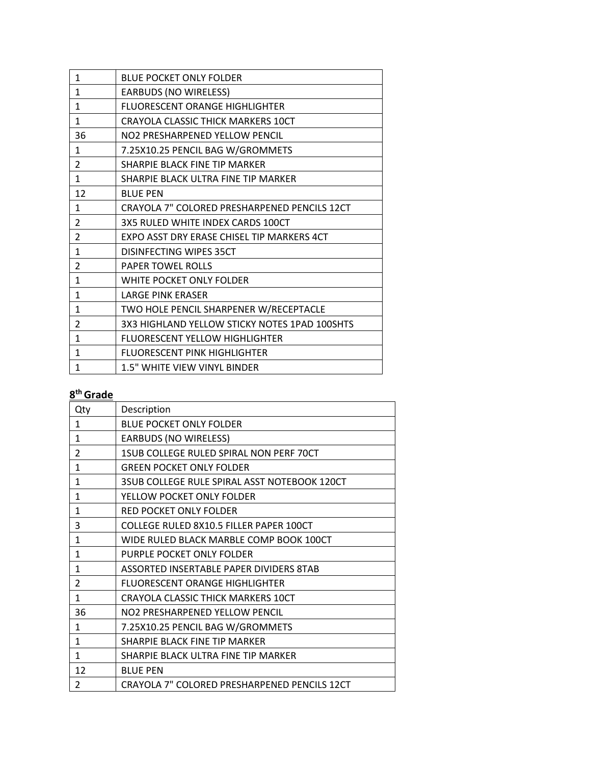| | |
|---|---|
| 1 | BLUE POCKET ONLY FOLDER |
| 1 | EARBUDS (NO WIRELESS) |
| 1 | FLUORESCENT ORANGE HIGHLIGHTER |
| 1 | CRAYOLA CLASSIC THICK MARKERS 10CT |
| 36 | NO2 PRESHARPENED YELLOW PENCIL |
| 1 | 7.25X10.25 PENCIL BAG W/GROMMETS |
| 2 | SHARPIE BLACK FINE TIP MARKER |
| 1 | SHARPIE BLACK ULTRA FINE TIP MARKER |
| 12 | BLUE PEN |
| 1 | CRAYOLA 7" COLORED PRESHARPENED PENCILS 12CT |
| 2 | 3X5 RULED WHITE INDEX CARDS 100CT |
| 2 | EXPO ASST DRY ERASE CHISEL TIP MARKERS 4CT |
| 1 | DISINFECTING WIPES 35CT |
| 2 | PAPER TOWEL ROLLS |
| 1 | WHITE POCKET ONLY FOLDER |
| 1 | LARGE PINK ERASER |
| 1 | TWO HOLE PENCIL SHARPENER W/RECEPTACLE |
| 2 | 3X3 HIGHLAND YELLOW STICKY NOTES 1PAD 100SHTS |
| 1 | FLUORESCENT YELLOW HIGHLIGHTER |
| 1 | FLUORESCENT PINK HIGHLIGHTER |
| 1 | 1.5" WHITE VIEW VINYL BINDER |

## 8th Grade

| Qty | Description |
|---|---|
| 1 | BLUE POCKET ONLY FOLDER |
| 1 | EARBUDS (NO WIRELESS) |
| 2 | 1SUB COLLEGE RULED SPIRAL NON PERF 70CT |
| 1 | GREEN POCKET ONLY FOLDER |
| 1 | 3SUB COLLEGE RULE SPIRAL ASST NOTEBOOK 120CT |
| 1 | YELLOW POCKET ONLY FOLDER |
| 1 | RED POCKET ONLY FOLDER |
| 3 | COLLEGE RULED 8X10.5 FILLER PAPER 100CT |
| 1 | WIDE RULED BLACK MARBLE COMP BOOK 100CT |
| 1 | PURPLE POCKET ONLY FOLDER |
| 1 | ASSORTED INSERTABLE PAPER DIVIDERS 8TAB |
| 2 | FLUORESCENT ORANGE HIGHLIGHTER |
| 1 | CRAYOLA CLASSIC THICK MARKERS 10CT |
| 36 | NO2 PRESHARPENED YELLOW PENCIL |
| 1 | 7.25X10.25 PENCIL BAG W/GROMMETS |
| 1 | SHARPIE BLACK FINE TIP MARKER |
| 1 | SHARPIE BLACK ULTRA FINE TIP MARKER |
| 12 | BLUE PEN |
| 2 | CRAYOLA 7" COLORED PRESHARPENED PENCILS 12CT |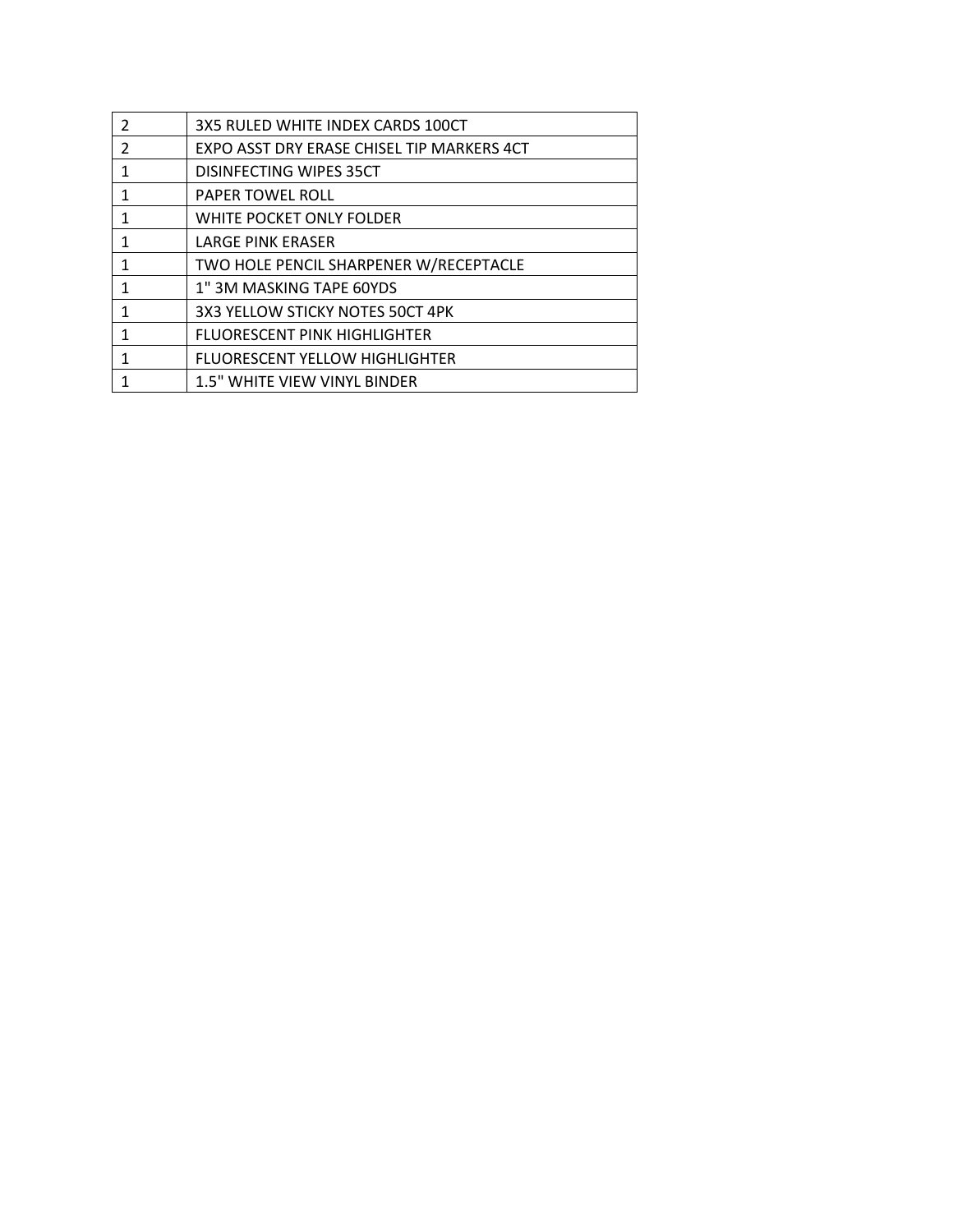| | |
|---|---|
| 2 | 3X5 RULED WHITE INDEX CARDS 100CT |
| 2 | EXPO ASST DRY ERASE CHISEL TIP MARKERS 4CT |
| 1 | DISINFECTING WIPES 35CT |
| 1 | PAPER TOWEL ROLL |
| 1 | WHITE POCKET ONLY FOLDER |
| 1 | LARGE PINK ERASER |
| 1 | TWO HOLE PENCIL SHARPENER W/RECEPTACLE |
| 1 | 1" 3M MASKING TAPE 60YDS |
| 1 | 3X3 YELLOW STICKY NOTES 50CT 4PK |
| 1 | FLUORESCENT PINK HIGHLIGHTER |
| 1 | FLUORESCENT YELLOW HIGHLIGHTER |
| 1 | 1.5" WHITE VIEW VINYL BINDER |